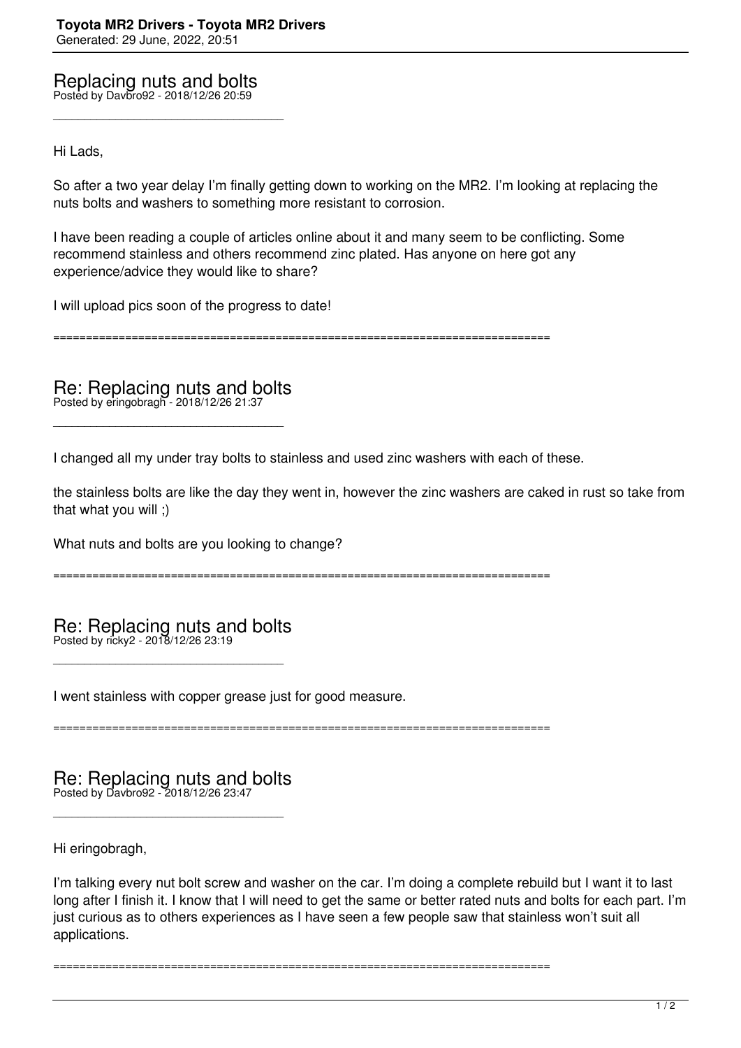## Replacing nuts and bolts

Posted by Davbro92 - 2018/12/26 20:59

---

Hi Lads,

So after a two year delay I'm finally getting down to working on the MR2. I'm looking at replacing the nuts bolts and washers to something more resistant to corrosion.

I have been reading a couple of articles online about it and many seem to be conflicting. Some recommend stainless and others recommend zinc plated. Has anyone on here got any experience/advice they would like to share?

I will upload pics soon of the progress to date!

============================================================================

## Re: Replacing nuts and bolts

Posted by eringobragh - 2018/12/26 21:37

---

I changed all my under tray bolts to stainless and used zinc washers with each of these.

the stainless bolts are like the day they went in, however the zinc washers are caked in rust so take from that what you will ;)

What nuts and bolts are you looking to change?

============================================================================

## Re: Replacing nuts and bolts

Posted by ricky2 - 2018/12/26 23:19

---

I went stainless with copper grease just for good measure.

============================================================================

## Re: Replacing nuts and bolts

Posted by Davbro92 - 2018/12/26 23:47

---

Hi eringobragh,

I'm talking every nut bolt screw and washer on the car. I'm doing a complete rebuild but I want it to last long after I finish it. I know that I will need to get the same or better rated nuts and bolts for each part. I'm just curious as to others experiences as I have seen a few people saw that stainless won't suit all applications.

============================================================================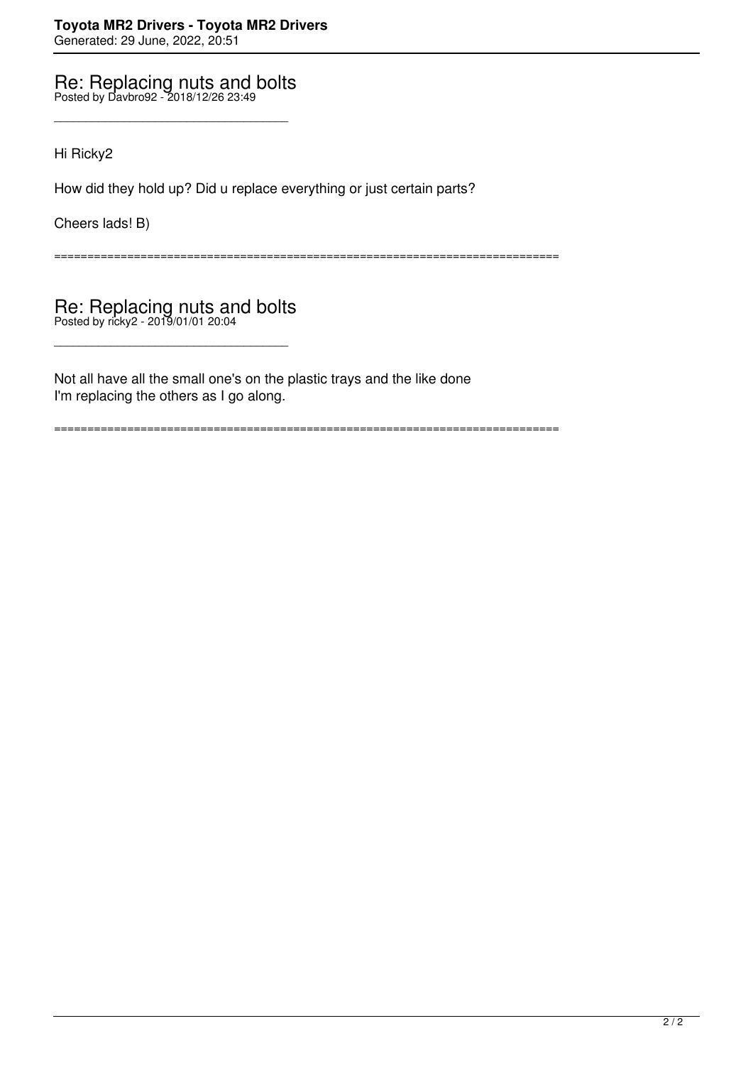## Re: Replacing nuts and bolts

Posted by Davbro92 - 2018/12/26 23:49

---

Hi Ricky2

How did they hold up? Did u replace everything or just certain parts?

Cheers lads! B)

============================================================================

## Re: Replacing nuts and bolts

Posted by ricky2 - 2019/01/01 20:04

---

Not all have all the small one's on the plastic trays and the like done
I'm replacing the others as I go along.

============================================================================